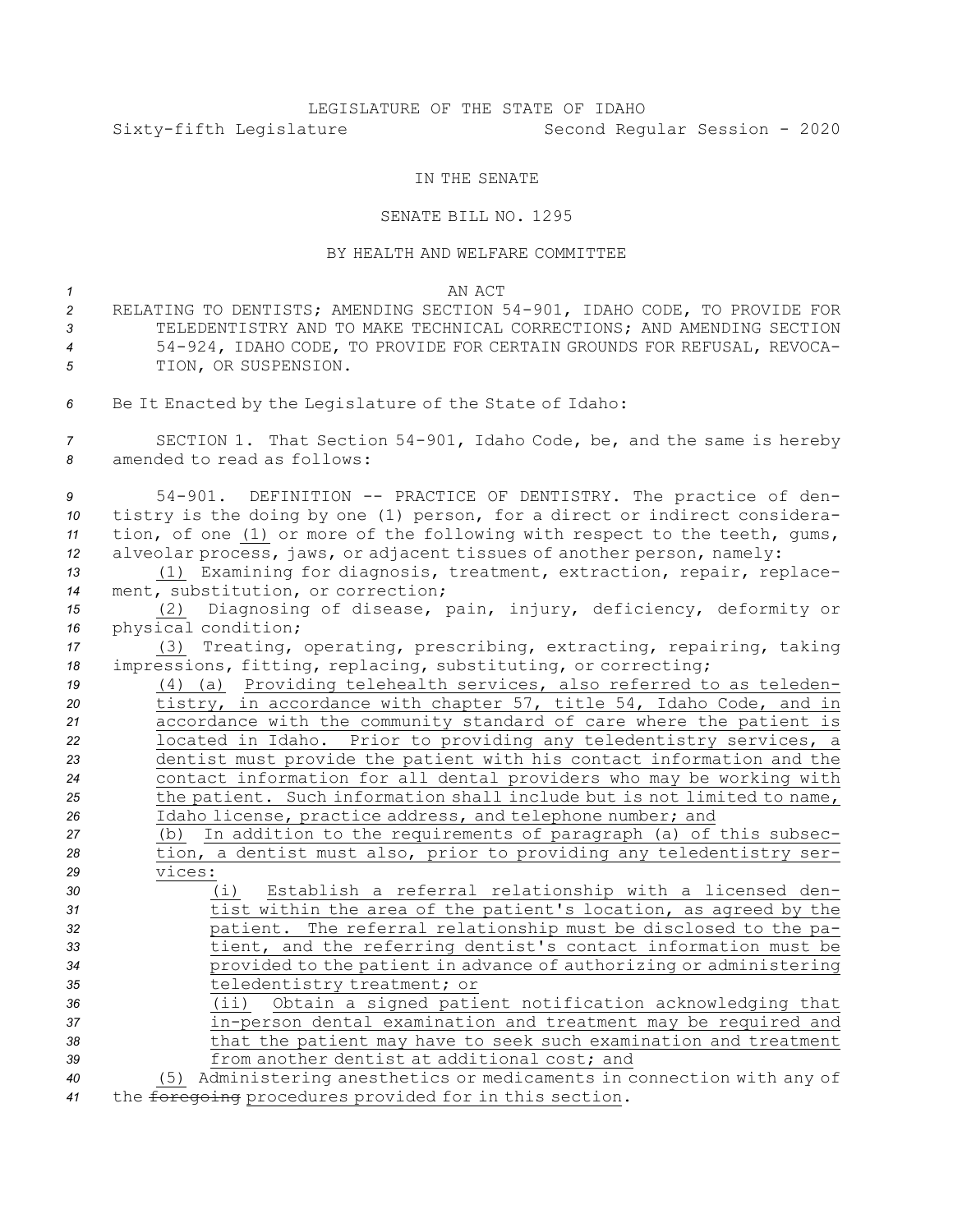LEGISLATURE OF THE STATE OF IDAHO

Sixty-fifth Legislature Second Regular Session - 2020

IN THE SENATE

SENATE BILL NO. 1295

BY HEALTH AND WELFARE COMMITTEE

AN ACT

RELATING TO DENTISTS; AMENDING SECTION 54-901, IDAHO CODE, TO PROVIDE FOR TELEDENTISTRY AND TO MAKE TECHNICAL CORRECTIONS; AND AMENDING SECTION 54-924, IDAHO CODE, TO PROVIDE FOR CERTAIN GROUNDS FOR REFUSAL, REVOCATION, OR SUSPENSION.

Be It Enacted by the Legislature of the State of Idaho:

SECTION 1. That Section 54-901, Idaho Code, be, and the same is hereby amended to read as follows:

54-901. DEFINITION -- PRACTICE OF DENTISTRY. The practice of dentistry is the doing by one (1) person, for a direct or indirect consideration, of one (1) or more of the following with respect to the teeth, gums, alveolar process, jaws, or adjacent tissues of another person, namely:

(1) Examining for diagnosis, treatment, extraction, repair, replacement, substitution, or correction;

(2) Diagnosing of disease, pain, injury, deficiency, deformity or physical condition;

(3) Treating, operating, prescribing, extracting, repairing, taking impressions, fitting, replacing, substituting, or correcting;

(4) (a) Providing telehealth services, also referred to as teledentistry, in accordance with chapter 57, title 54, Idaho Code, and in accordance with the community standard of care where the patient is located in Idaho. Prior to providing any teledentistry services, a dentist must provide the patient with his contact information and the contact information for all dental providers who may be working with the patient. Such information shall include but is not limited to name, Idaho license, practice address, and telephone number; and

(b) In addition to the requirements of paragraph (a) of this subsection, a dentist must also, prior to providing any teledentistry services:

(i) Establish a referral relationship with a licensed dentist within the area of the patient's location, as agreed by the patient. The referral relationship must be disclosed to the patient, and the referring dentist's contact information must be provided to the patient in advance of authorizing or administering teledentistry treatment; or

(ii) Obtain a signed patient notification acknowledging that in-person dental examination and treatment may be required and that the patient may have to seek such examination and treatment from another dentist at additional cost; and

(5) Administering anesthetics or medicaments in connection with any of the ~~foregoing~~ procedures provided for in this section.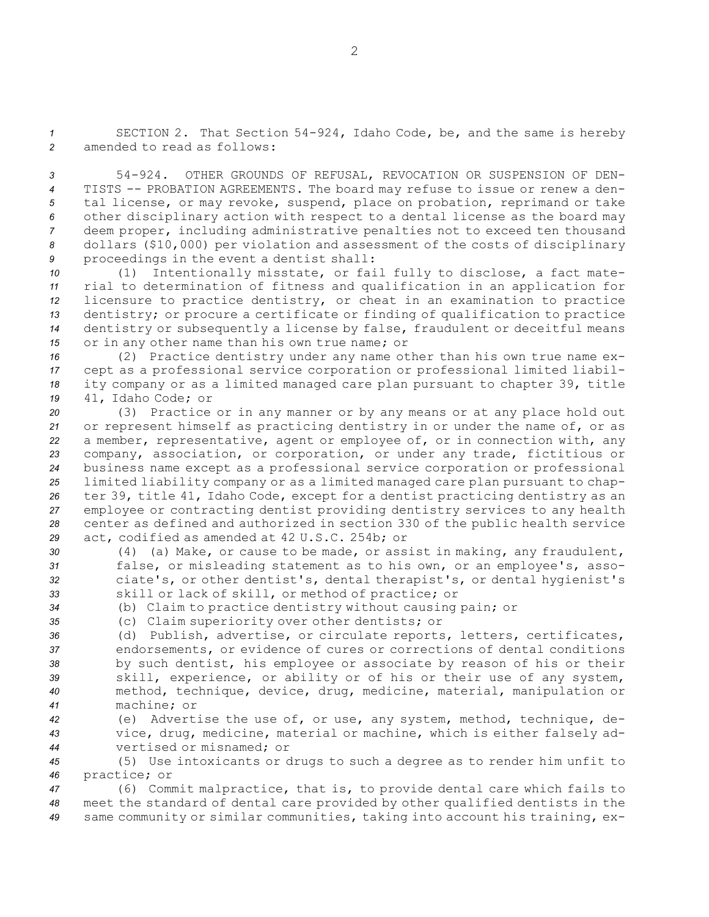SECTION 2. That Section 54-924, Idaho Code, be, and the same is hereby amended to read as follows:

54-924. OTHER GROUNDS OF REFUSAL, REVOCATION OR SUSPENSION OF DENTISTS -- PROBATION AGREEMENTS. The board may refuse to issue or renew a dental license, or may revoke, suspend, place on probation, reprimand or take other disciplinary action with respect to a dental license as the board may deem proper, including administrative penalties not to exceed ten thousand dollars ($10,000) per violation and assessment of the costs of disciplinary proceedings in the event a dentist shall:

(1) Intentionally misstate, or fail fully to disclose, a fact material to determination of fitness and qualification in an application for licensure to practice dentistry, or cheat in an examination to practice dentistry; or procure a certificate or finding of qualification to practice dentistry or subsequently a license by false, fraudulent or deceitful means or in any other name than his own true name; or

(2) Practice dentistry under any name other than his own true name except as a professional service corporation or professional limited liability company or as a limited managed care plan pursuant to chapter 39, title 41, Idaho Code; or

(3) Practice or in any manner or by any means or at any place hold out or represent himself as practicing dentistry in or under the name of, or as a member, representative, agent or employee of, or in connection with, any company, association, or corporation, or under any trade, fictitious or business name except as a professional service corporation or professional limited liability company or as a limited managed care plan pursuant to chapter 39, title 41, Idaho Code, except for a dentist practicing dentistry as an employee or contracting dentist providing dentistry services to any health center as defined and authorized in section 330 of the public health service act, codified as amended at 42 U.S.C. 254b; or

(4) (a) Make, or cause to be made, or assist in making, any fraudulent, false, or misleading statement as to his own, or an employee's, associate's, or other dentist's, dental therapist's, or dental hygienist's skill or lack of skill, or method of practice; or

(b) Claim to practice dentistry without causing pain; or

(c) Claim superiority over other dentists; or

(d) Publish, advertise, or circulate reports, letters, certificates, endorsements, or evidence of cures or corrections of dental conditions by such dentist, his employee or associate by reason of his or their skill, experience, or ability or of his or their use of any system, method, technique, device, drug, medicine, material, manipulation or machine; or

(e) Advertise the use of, or use, any system, method, technique, device, drug, medicine, material or machine, which is either falsely advertised or misnamed; or

(5) Use intoxicants or drugs to such a degree as to render him unfit to practice; or

(6) Commit malpractice, that is, to provide dental care which fails to meet the standard of dental care provided by other qualified dentists in the same community or similar communities, taking into account his training, ex-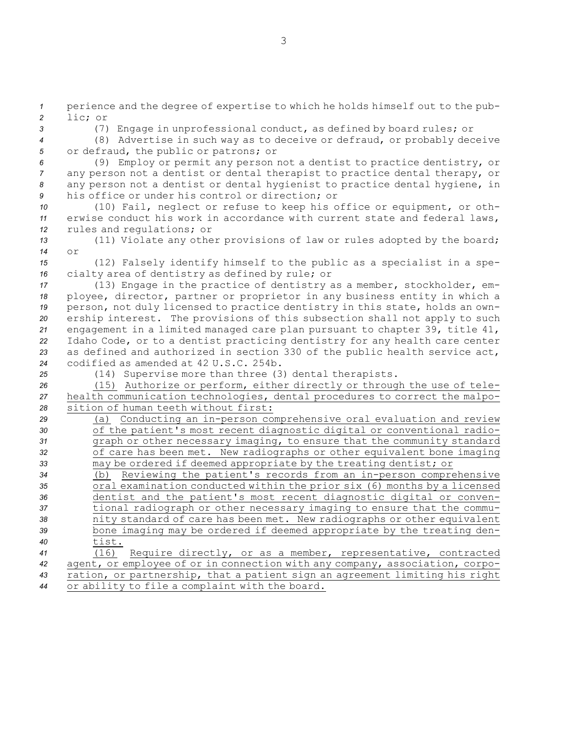perience and the degree of expertise to which he holds himself out to the public; or

(7) Engage in unprofessional conduct, as defined by board rules; or

(8) Advertise in such way as to deceive or defraud, or probably deceive or defraud, the public or patrons; or

(9) Employ or permit any person not a dentist to practice dentistry, or any person not a dentist or dental therapist to practice dental therapy, or any person not a dentist or dental hygienist to practice dental hygiene, in his office or under his control or direction; or

(10) Fail, neglect or refuse to keep his office or equipment, or otherwise conduct his work in accordance with current state and federal laws, rules and regulations; or

(11) Violate any other provisions of law or rules adopted by the board; or

(12) Falsely identify himself to the public as a specialist in a specialty area of dentistry as defined by rule; or

(13) Engage in the practice of dentistry as a member, stockholder, employee, director, partner or proprietor in any business entity in which a person, not duly licensed to practice dentistry in this state, holds an ownership interest. The provisions of this subsection shall not apply to such engagement in a limited managed care plan pursuant to chapter 39, title 41, Idaho Code, or to a dentist practicing dentistry for any health care center as defined and authorized in section 330 of the public health service act, codified as amended at 42 U.S.C. 254b.

(14) Supervise more than three (3) dental therapists.

(15) Authorize or perform, either directly or through the use of telehealth communication technologies, dental procedures to correct the malposition of human teeth without first:

(a) Conducting an in-person comprehensive oral evaluation and review of the patient's most recent diagnostic digital or conventional radiograph or other necessary imaging, to ensure that the community standard of care has been met. New radiographs or other equivalent bone imaging may be ordered if deemed appropriate by the treating dentist; or

(b) Reviewing the patient's records from an in-person comprehensive oral examination conducted within the prior six (6) months by a licensed dentist and the patient's most recent diagnostic digital or conventional radiograph or other necessary imaging to ensure that the community standard of care has been met. New radiographs or other equivalent bone imaging may be ordered if deemed appropriate by the treating dentist.

(16) Require directly, or as a member, representative, contracted agent, or employee of or in connection with any company, association, corporation, or partnership, that a patient sign an agreement limiting his right or ability to file a complaint with the board.